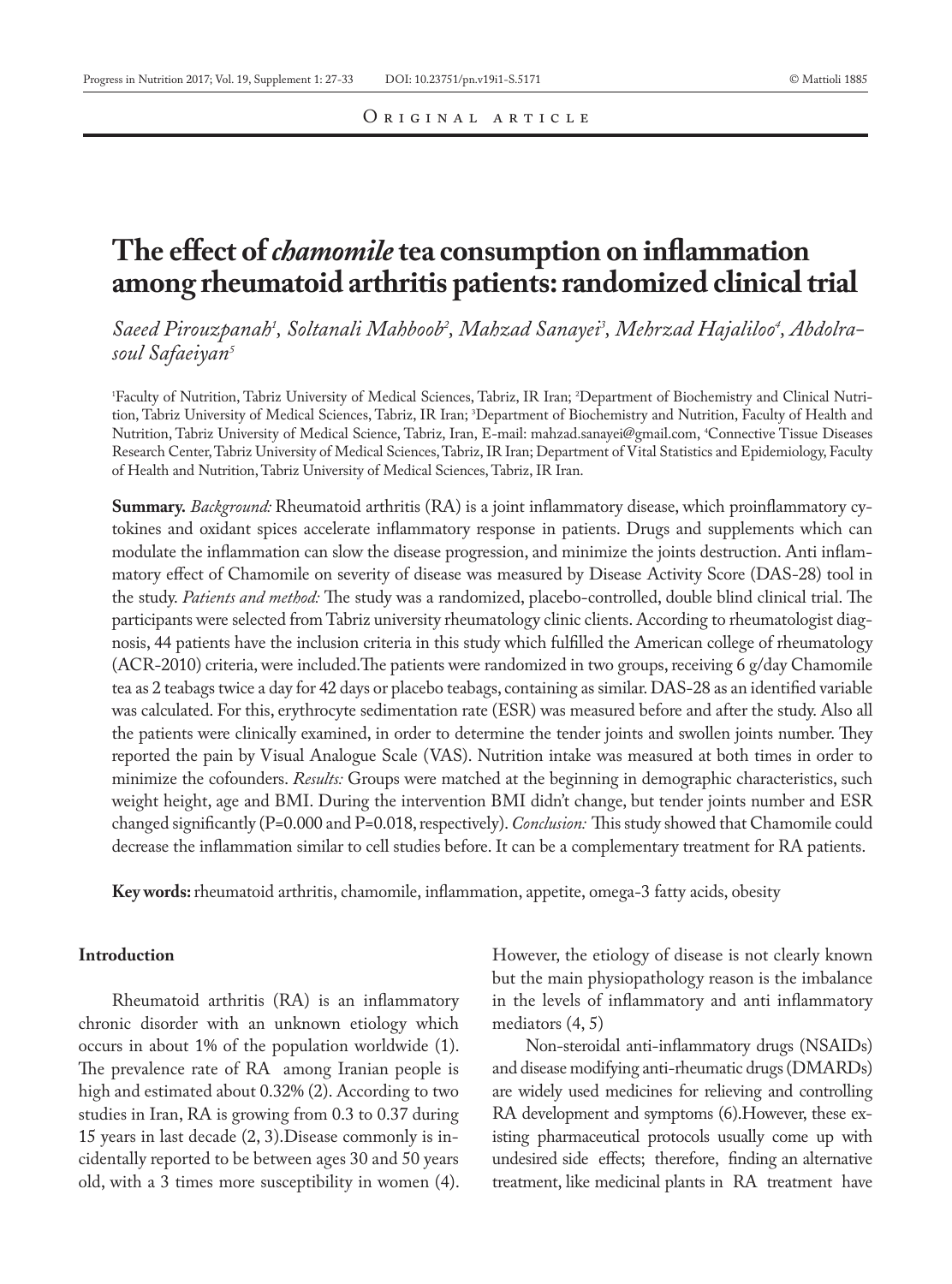Original article

# The effect of *chamomile* tea consumption on inflammation among rheumatoid arthritis patients: randomized clinical trial

*Saeed Pirouzpanah[1], Soltanali Mahboob[2], Mahzad Sanayei[3], Mehrzad Hajaliloo[4], Abdolrasoul Safaeiyan[5]*

[1]Faculty of Nutrition, Tabriz University of Medical Sciences, Tabriz, IR Iran; [2]Department of Biochemistry and Clinical Nutrition, Tabriz University of Medical Sciences, Tabriz, IR Iran; [3]Department of Biochemistry and Nutrition, Faculty of Health and Nutrition, Tabriz University of Medical Science, Tabriz, Iran, E-mail: mahzad.sanayei@gmail.com, [4]Connective Tissue Diseases Research Center, Tabriz University of Medical Sciences, Tabriz, IR Iran; Department of Vital Statistics and Epidemiology, Faculty of Health and Nutrition, Tabriz University of Medical Sciences, Tabriz, IR Iran.

**Summary.** *Background:* Rheumatoid arthritis (RA) is a joint inflammatory disease, which proinflammatory cytokines and oxidant spices accelerate inflammatory response in patients. Drugs and supplements which can modulate the inflammation can slow the disease progression, and minimize the joints destruction. Anti inflammatory effect of Chamomile on severity of disease was measured by Disease Activity Score (DAS-28) tool in the study. *Patients and method:* The study was a randomized, placebo-controlled, double blind clinical trial. The participants were selected from Tabriz university rheumatology clinic clients. According to rheumatologist diagnosis, 44 patients have the inclusion criteria in this study which fulfilled the American college of rheumatology (ACR-2010) criteria, were included.The patients were randomized in two groups, receiving 6 g/day Chamomile tea as 2 teabags twice a day for 42 days or placebo teabags, containing as similar. DAS-28 as an identified variable was calculated. For this, erythrocyte sedimentation rate (ESR) was measured before and after the study. Also all the patients were clinically examined, in order to determine the tender joints and swollen joints number. They reported the pain by Visual Analogue Scale (VAS). Nutrition intake was measured at both times in order to minimize the cofounders. *Results:* Groups were matched at the beginning in demographic characteristics, such weight height, age and BMI. During the intervention BMI didn't change, but tender joints number and ESR changed significantly (P=0.000 and P=0.018, respectively). *Conclusion:* This study showed that Chamomile could decrease the inflammation similar to cell studies before. It can be a complementary treatment for RA patients.

**Key words:** rheumatoid arthritis, chamomile, inflammation, appetite, omega-3 fatty acids, obesity

## Introduction

Rheumatoid arthritis (RA) is an inflammatory chronic disorder with an unknown etiology which occurs in about 1% of the population worldwide (1). The prevalence rate of RA among Iranian people is high and estimated about 0.32% (2). According to two studies in Iran, RA is growing from 0.3 to 0.37 during 15 years in last decade (2, 3).Disease commonly is incidentally reported to be between ages 30 and 50 years old, with a 3 times more susceptibility in women (4). However, the etiology of disease is not clearly known but the main physiopathology reason is the imbalance in the levels of inflammatory and anti inflammatory mediators (4, 5)

Non-steroidal anti-inflammatory drugs (NSAIDs) and disease modifying anti-rheumatic drugs (DMARDs) are widely used medicines for relieving and controlling RA development and symptoms (6).However, these existing pharmaceutical protocols usually come up with undesired side effects; therefore, finding an alternative treatment, like medicinal plants in RA treatment have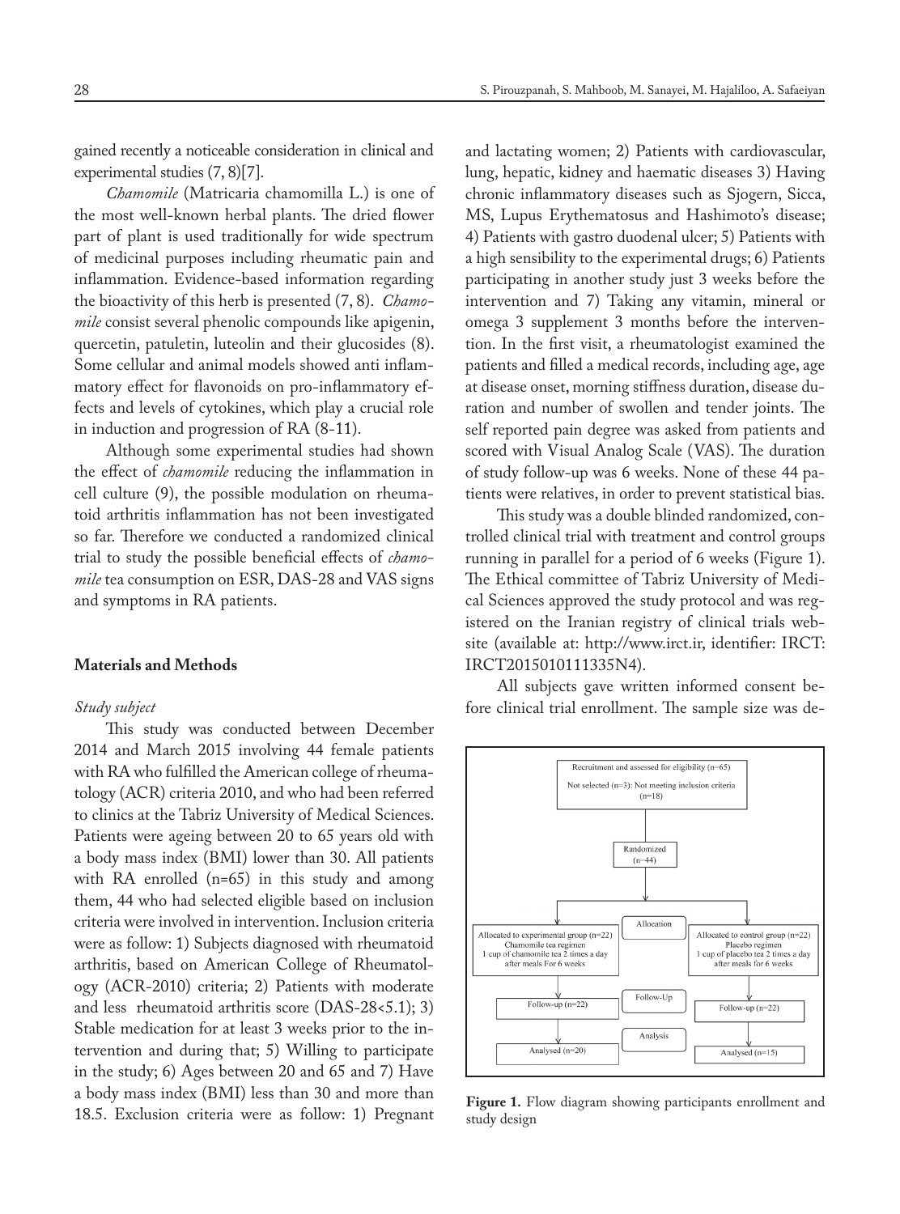gained recently a noticeable consideration in clinical and experimental studies (7, 8)[7].

*Chamomile* (Matricaria chamomilla L.) is one of the most well-known herbal plants. The dried flower part of plant is used traditionally for wide spectrum of medicinal purposes including rheumatic pain and inflammation. Evidence-based information regarding the bioactivity of this herb is presented (7, 8). *Chamomile* consist several phenolic compounds like apigenin, quercetin, patuletin, luteolin and their glucosides (8). Some cellular and animal models showed anti inflammatory effect for flavonoids on pro-inflammatory effects and levels of cytokines, which play a crucial role in induction and progression of RA (8-11).

Although some experimental studies had shown the effect of *chamomile* reducing the inflammation in cell culture (9), the possible modulation on rheumatoid arthritis inflammation has not been investigated so far. Therefore we conducted a randomized clinical trial to study the possible beneficial effects of *chamomile* tea consumption on ESR, DAS-28 and VAS signs and symptoms in RA patients.

## Materials and Methods

### *Study subject*

This study was conducted between December 2014 and March 2015 involving 44 female patients with RA who fulfilled the American college of rheumatology (ACR) criteria 2010, and who had been referred to clinics at the Tabriz University of Medical Sciences. Patients were ageing between 20 to 65 years old with a body mass index (BMI) lower than 30. All patients with RA enrolled (n=65) in this study and among them, 44 who had selected eligible based on inclusion criteria were involved in intervention. Inclusion criteria were as follow: 1) Subjects diagnosed with rheumatoid arthritis, based on American College of Rheumatology (ACR-2010) criteria; 2) Patients with moderate and less rheumatoid arthritis score (DAS-28<5.1); 3) Stable medication for at least 3 weeks prior to the intervention and during that; 5) Willing to participate in the study; 6) Ages between 20 and 65 and 7) Have a body mass index (BMI) less than 30 and more than 18.5. Exclusion criteria were as follow: 1) Pregnant and lactating women; 2) Patients with cardiovascular, lung, hepatic, kidney and haematic diseases 3) Having chronic inflammatory diseases such as Sjogern, Sicca, MS, Lupus Erythematosus and Hashimoto's disease; 4) Patients with gastro duodenal ulcer; 5) Patients with a high sensibility to the experimental drugs; 6) Patients participating in another study just 3 weeks before the intervention and 7) Taking any vitamin, mineral or omega 3 supplement 3 months before the intervention. In the first visit, a rheumatologist examined the patients and filled a medical records, including age, age at disease onset, morning stiffness duration, disease duration and number of swollen and tender joints. The self reported pain degree was asked from patients and scored with Visual Analog Scale (VAS). The duration of study follow-up was 6 weeks. None of these 44 patients were relatives, in order to prevent statistical bias.

This study was a double blinded randomized, controlled clinical trial with treatment and control groups running in parallel for a period of 6 weeks (Figure 1). The Ethical committee of Tabriz University of Medical Sciences approved the study protocol and was registered on the Iranian registry of clinical trials website (available at: http://www.irct.ir, identifier: IRCT: IRCT2015010111335N4).

All subjects gave written informed consent before clinical trial enrollment. The sample size was de-

Recruitment and assessed for eligibility (n=65)

Not selected (n=3): Not meeting inclusion criteria (n=18)

Randomized (n=44)

Allocation

Allocated to experimental group (n=22): Chamomile tea regimen, 1 cup of chamomile tea 2 times a day after meals For 6 weeks

Allocated to control group (n=22): Placebo regimen, 1 cup of placebo tea 2 times a day after meals for 6 weeks

Follow-Up: Follow-up (n=22) | Follow-up (n=22)

Analysis: Analysed (n=20) | Analysed (n=15)

**Figure 1.** Flow diagram showing participants enrollment and study design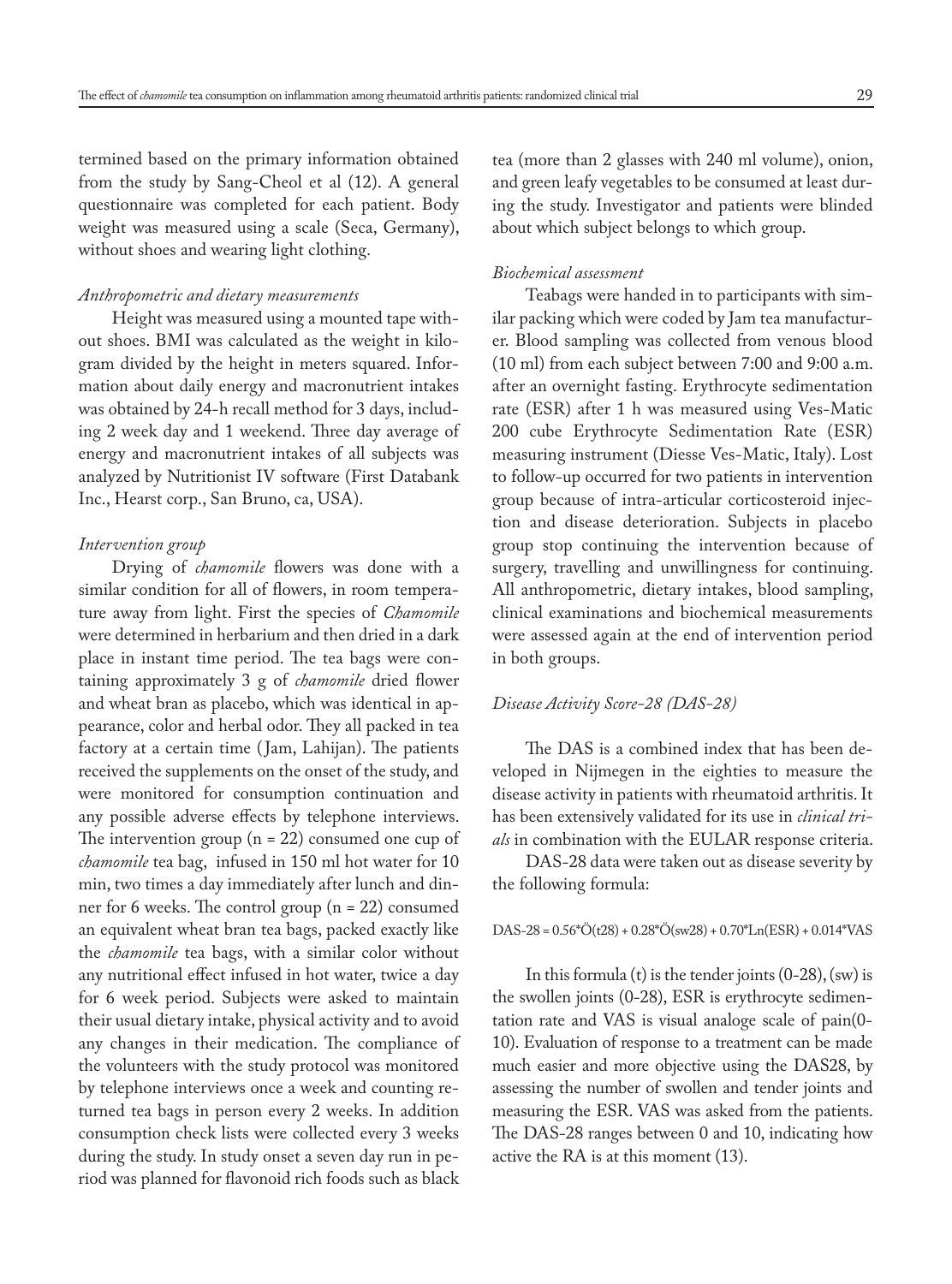termined based on the primary information obtained from the study by Sang-Cheol et al (12). A general questionnaire was completed for each patient. Body weight was measured using a scale (Seca, Germany), without shoes and wearing light clothing.

### *Anthropometric and dietary measurements*

Height was measured using a mounted tape without shoes. BMI was calculated as the weight in kilogram divided by the height in meters squared. Information about daily energy and macronutrient intakes was obtained by 24-h recall method for 3 days, including 2 week day and 1 weekend. Three day average of energy and macronutrient intakes of all subjects was analyzed by Nutritionist IV software (First Databank Inc., Hearst corp., San Bruno, ca, USA).

### *Intervention group*

Drying of *chamomile* flowers was done with a similar condition for all of flowers, in room temperature away from light. First the species of *Chamomile* were determined in herbarium and then dried in a dark place in instant time period. The tea bags were containing approximately 3 g of *chamomile* dried flower and wheat bran as placebo, which was identical in appearance, color and herbal odor. They all packed in tea factory at a certain time (Jam, Lahijan). The patients received the supplements on the onset of the study, and were monitored for consumption continuation and any possible adverse effects by telephone interviews. The intervention group (n = 22) consumed one cup of *chamomile* tea bag, infused in 150 ml hot water for 10 min, two times a day immediately after lunch and dinner for 6 weeks. The control group (n = 22) consumed an equivalent wheat bran tea bags, packed exactly like the *chamomile* tea bags, with a similar color without any nutritional effect infused in hot water, twice a day for 6 week period. Subjects were asked to maintain their usual dietary intake, physical activity and to avoid any changes in their medication. The compliance of the volunteers with the study protocol was monitored by telephone interviews once a week and counting returned tea bags in person every 2 weeks. In addition consumption check lists were collected every 3 weeks during the study. In study onset a seven day run in period was planned for flavonoid rich foods such as black tea (more than 2 glasses with 240 ml volume), onion, and green leafy vegetables to be consumed at least during the study. Investigator and patients were blinded about which subject belongs to which group.

### *Biochemical assessment*

Teabags were handed in to participants with similar packing which were coded by Jam tea manufacturer. Blood sampling was collected from venous blood (10 ml) from each subject between 7:00 and 9:00 a.m. after an overnight fasting. Erythrocyte sedimentation rate (ESR) after 1 h was measured using Ves-Matic 200 cube Erythrocyte Sedimentation Rate (ESR) measuring instrument (Diesse Ves-Matic, Italy). Lost to follow-up occurred for two patients in intervention group because of intra-articular corticosteroid injection and disease deterioration. Subjects in placebo group stop continuing the intervention because of surgery, travelling and unwillingness for continuing. All anthropometric, dietary intakes, blood sampling, clinical examinations and biochemical measurements were assessed again at the end of intervention period in both groups.

### *Disease Activity Score-28 (DAS-28)*

The DAS is a combined index that has been developed in Nijmegen in the eighties to measure the disease activity in patients with rheumatoid arthritis. It has been extensively validated for its use in *clinical trials* in combination with the EULAR response criteria.

DAS-28 data were taken out as disease severity by the following formula:

$$DAS\text{-}28 = 0.56*\sqrt{(t28)} + 0.28*\sqrt{(sw28)} + 0.70*Ln(ESR) + 0.014*VAS$$

In this formula (t) is the tender joints (0-28), (sw) is the swollen joints (0-28), ESR is erythrocyte sedimentation rate and VAS is visual analoge scale of pain(0-10). Evaluation of response to a treatment can be made much easier and more objective using the DAS28, by assessing the number of swollen and tender joints and measuring the ESR. VAS was asked from the patients. The DAS-28 ranges between 0 and 10, indicating how active the RA is at this moment (13).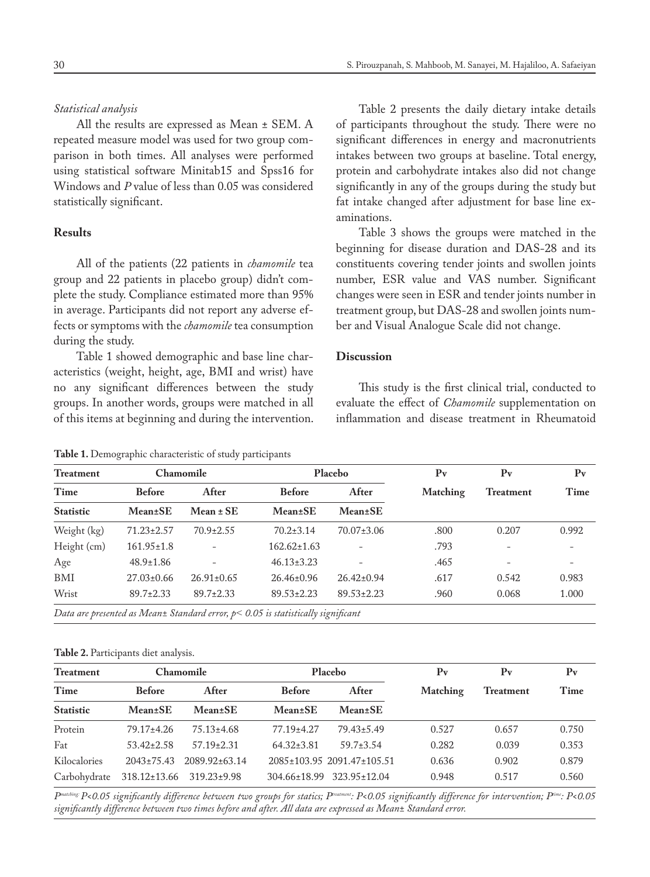*Statistical analysis*

All the results are expressed as Mean ± SEM. A repeated measure model was used for two group comparison in both times. All analyses were performed using statistical software Minitab15 and Spss16 for Windows and *P* value of less than 0.05 was considered statistically significant.

## Results

All of the patients (22 patients in *chamomile* tea group and 22 patients in placebo group) didn't complete the study. Compliance estimated more than 95% in average. Participants did not report any adverse effects or symptoms with the *chamomile* tea consumption during the study.

Table 1 showed demographic and base line characteristics (weight, height, age, BMI and wrist) have no any significant differences between the study groups. In another words, groups were matched in all of this items at beginning and during the intervention.

Table 2 presents the daily dietary intake details of participants throughout the study. There were no significant differences in energy and macronutrients intakes between two groups at baseline. Total energy, protein and carbohydrate intakes also did not change significantly in any of the groups during the study but fat intake changed after adjustment for base line examinations.

Table 3 shows the groups were matched in the beginning for disease duration and DAS-28 and its constituents covering tender joints and swollen joints number, ESR value and VAS number. Significant changes were seen in ESR and tender joints number in treatment group, but DAS-28 and swollen joints number and Visual Analogue Scale did not change.

## Discussion

This study is the first clinical trial, conducted to evaluate the effect of *Chamomile* supplementation on inflammation and disease treatment in Rheumatoid

**Table 1.** Demographic characteristic of study participants

| Treatment | Chamomile | | Placebo | | Pv | Pv | Pv |
|---|---|---|---|---|---|---|---|
| Time | Before | After | Before | After | Matching | Treatment | Time |
| Statistic | Mean±SE | Mean ± SE | Mean±SE | Mean±SE | | | |
| Weight (kg) | 71.23±2.57 | 70.9±2.55 | 70.2±3.14 | 70.07±3.06 | .800 | 0.207 | 0.992 |
| Height (cm) | 161.95±1.8 | - | 162.62±1.63 | - | .793 | - | - |
| Age | 48.9±1.86 | - | 46.13±3.23 | - | .465 | - | - |
| BMI | 27.03±0.66 | 26.91±0.65 | 26.46±0.96 | 26.42±0.94 | .617 | 0.542 | 0.983 |
| Wrist | 89.7±2.33 | 89.7±2.33 | 89.53±2.23 | 89.53±2.23 | .960 | 0.068 | 1.000 |

*Data are presented as Mean± Standard error, $p < 0.05$ is statistically significant*

**Table 2.** Participants diet analysis.

| Treatment | Chamomile | | Placebo | | Pv | Pv | Pv |
|---|---|---|---|---|---|---|---|
| Time | Before | After | Before | After | Matching | Treatment | Time |
| Statistic | Mean±SE | Mean±SE | Mean±SE | Mean±SE | | | |
| Protein | 79.17±4.26 | 75.13±4.68 | 77.19±4.27 | 79.43±5.49 | 0.527 | 0.657 | 0.750 |
| Fat | 53.42±2.58 | 57.19±2.31 | 64.32±3.81 | 59.7±3.54 | 0.282 | 0.039 | 0.353 |
| Kilocalories | 2043±75.43 | 2089.92±63.14 | 2085±103.95 | 2091.47±105.51 | 0.636 | 0.902 | 0.879 |
| Carbohydrate | 318.12±13.66 | 319.23±9.98 | 304.66±18.99 | 323.95±12.04 | 0.948 | 0.517 | 0.560 |

*$P^{matching}$: $P<0.05$ significantly difference between two groups for statics; $P^{treatment}$: $P<0.05$ significantly difference for intervention; $P^{time}$: $P<0.05$ significantly difference between two times before and after. All data are expressed as Mean± Standard error.*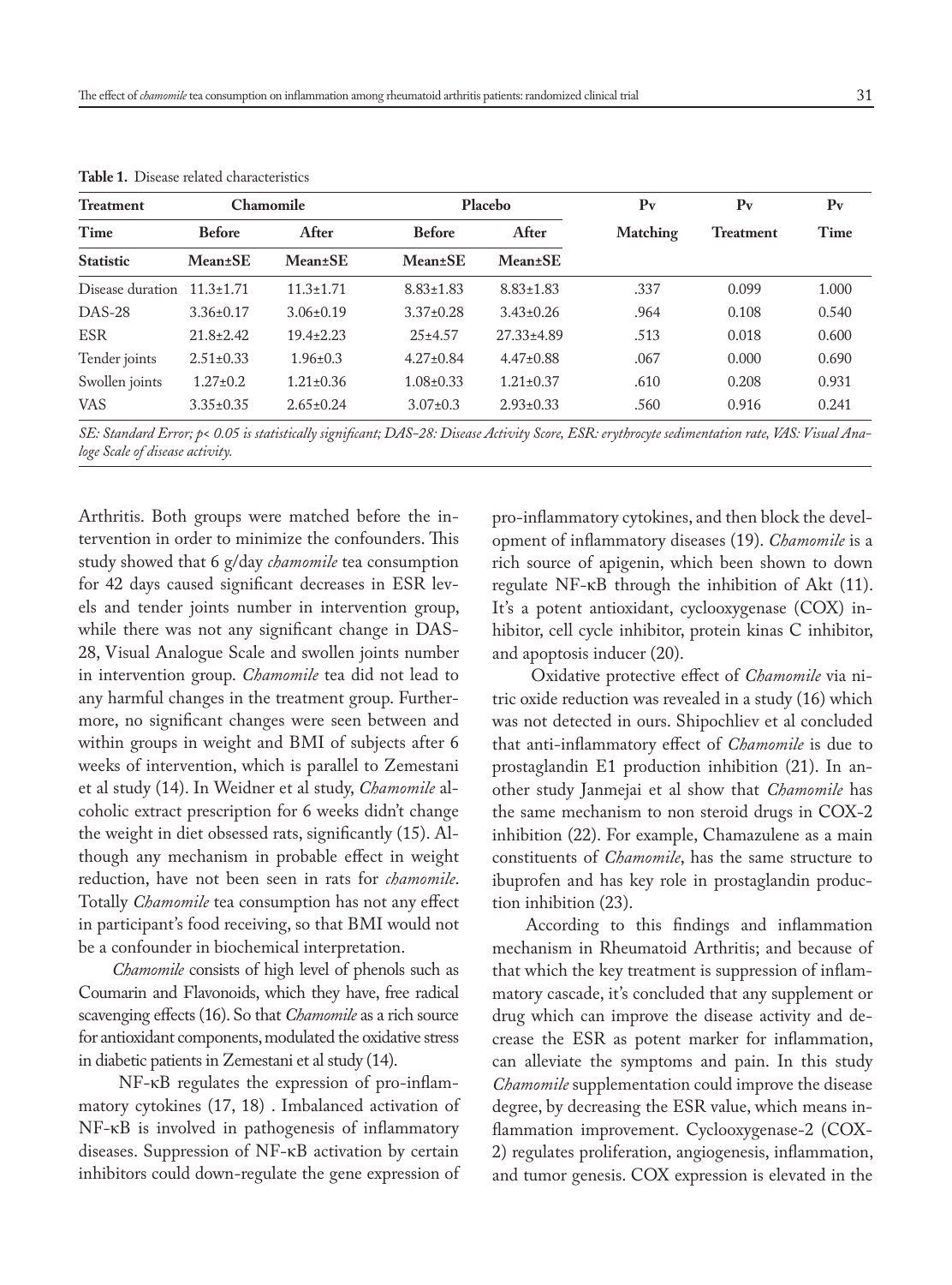**Table 1.** Disease related characteristics

| Treatment | Chamomile | | Placebo | | Pv | Pv | Pv |
|---|---|---|---|---|---|---|---|
| Time | Before | After | Before | After | Matching | Treatment | Time |
| Statistic | Mean±SE | Mean±SE | Mean±SE | Mean±SE | | | |
| Disease duration | 11.3±1.71 | 11.3±1.71 | 8.83±1.83 | 8.83±1.83 | .337 | 0.099 | 1.000 |
| DAS-28 | 3.36±0.17 | 3.06±0.19 | 3.37±0.28 | 3.43±0.26 | .964 | 0.108 | 0.540 |
| ESR | 21.8±2.42 | 19.4±2.23 | 25±4.57 | 27.33±4.89 | .513 | 0.018 | 0.600 |
| Tender joints | 2.51±0.33 | 1.96±0.3 | 4.27±0.84 | 4.47±0.88 | .067 | 0.000 | 0.690 |
| Swollen joints | 1.27±0.2 | 1.21±0.36 | 1.08±0.33 | 1.21±0.37 | .610 | 0.208 | 0.931 |
| VAS | 3.35±0.35 | 2.65±0.24 | 3.07±0.3 | 2.93±0.33 | .560 | 0.916 | 0.241 |

*SE: Standard Error; p< 0.05 is statistically significant; DAS-28: Disease Activity Score, ESR: erythrocyte sedimentation rate, VAS: Visual Analoge Scale of disease activity.*

Arthritis. Both groups were matched before the intervention in order to minimize the confounders. This study showed that 6 g/day *chamomile* tea consumption for 42 days caused significant decreases in ESR levels and tender joints number in intervention group, while there was not any significant change in DAS-28, Visual Analogue Scale and swollen joints number in intervention group. *Chamomile* tea did not lead to any harmful changes in the treatment group. Furthermore, no significant changes were seen between and within groups in weight and BMI of subjects after 6 weeks of intervention, which is parallel to Zemestani et al study (14). In Weidner et al study, *Chamomile* alcoholic extract prescription for 6 weeks didn't change the weight in diet obsessed rats, significantly (15). Although any mechanism in probable effect in weight reduction, have not been seen in rats for *chamomile*. Totally *Chamomile* tea consumption has not any effect in participant's food receiving, so that BMI would not be a confounder in biochemical interpretation.

*Chamomile* consists of high level of phenols such as Coumarin and Flavonoids, which they have, free radical scavenging effects (16). So that *Chamomile* as a rich source for antioxidant components, modulated the oxidative stress in diabetic patients in Zemestani et al study (14).

NF-κB regulates the expression of pro-inflammatory cytokines (17, 18) . Imbalanced activation of NF-κB is involved in pathogenesis of inflammatory diseases. Suppression of NF-κB activation by certain inhibitors could down-regulate the gene expression of pro-inflammatory cytokines, and then block the development of inflammatory diseases (19). *Chamomile* is a rich source of apigenin, which been shown to down regulate NF-κB through the inhibition of Akt (11). It's a potent antioxidant, cyclooxygenase (COX) inhibitor, cell cycle inhibitor, protein kinas C inhibitor, and apoptosis inducer (20).

Oxidative protective effect of *Chamomile* via nitric oxide reduction was revealed in a study (16) which was not detected in ours. Shipochliev et al concluded that anti-inflammatory effect of *Chamomile* is due to prostaglandin E1 production inhibition (21). In another study Janmejai et al show that *Chamomile* has the same mechanism to non steroid drugs in COX-2 inhibition (22). For example, Chamazulene as a main constituents of *Chamomile*, has the same structure to ibuprofen and has key role in prostaglandin production inhibition (23).

According to this findings and inflammation mechanism in Rheumatoid Arthritis; and because of that which the key treatment is suppression of inflammatory cascade, it's concluded that any supplement or drug which can improve the disease activity and decrease the ESR as potent marker for inflammation, can alleviate the symptoms and pain. In this study *Chamomile* supplementation could improve the disease degree, by decreasing the ESR value, which means inflammation improvement. Cyclooxygenase-2 (COX-2) regulates proliferation, angiogenesis, inflammation, and tumor genesis. COX expression is elevated in the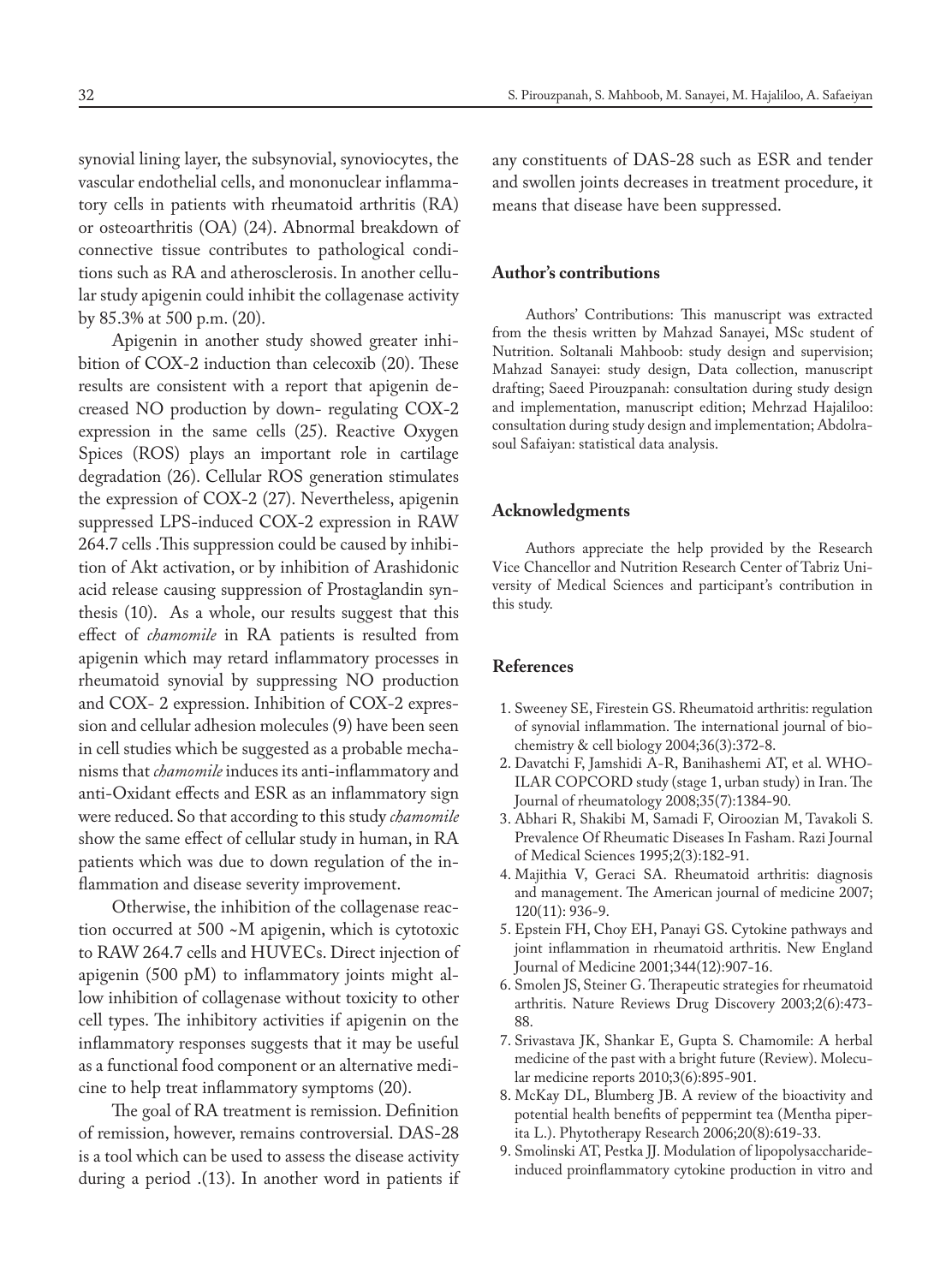synovial lining layer, the subsynovial, synoviocytes, the vascular endothelial cells, and mononuclear inflammatory cells in patients with rheumatoid arthritis (RA) or osteoarthritis (OA) (24). Abnormal breakdown of connective tissue contributes to pathological conditions such as RA and atherosclerosis. In another cellular study apigenin could inhibit the collagenase activity by 85.3% at 500 p.m. (20).

Apigenin in another study showed greater inhibition of COX-2 induction than celecoxib (20). These results are consistent with a report that apigenin decreased NO production by down- regulating COX-2 expression in the same cells (25). Reactive Oxygen Spices (ROS) plays an important role in cartilage degradation (26). Cellular ROS generation stimulates the expression of COX-2 (27). Nevertheless, apigenin suppressed LPS-induced COX-2 expression in RAW 264.7 cells .This suppression could be caused by inhibition of Akt activation, or by inhibition of Arashidonic acid release causing suppression of Prostaglandin synthesis (10). As a whole, our results suggest that this effect of *chamomile* in RA patients is resulted from apigenin which may retard inflammatory processes in rheumatoid synovial by suppressing NO production and COX- 2 expression. Inhibition of COX-2 expression and cellular adhesion molecules (9) have been seen in cell studies which be suggested as a probable mechanisms that *chamomile* induces its anti-inflammatory and anti-Oxidant effects and ESR as an inflammatory sign were reduced. So that according to this study *chamomile* show the same effect of cellular study in human, in RA patients which was due to down regulation of the inflammation and disease severity improvement.

Otherwise, the inhibition of the collagenase reaction occurred at 500 ~M apigenin, which is cytotoxic to RAW 264.7 cells and HUVECs. Direct injection of apigenin (500 pM) to inflammatory joints might allow inhibition of collagenase without toxicity to other cell types. The inhibitory activities if apigenin on the inflammatory responses suggests that it may be useful as a functional food component or an alternative medicine to help treat inflammatory symptoms (20).

The goal of RA treatment is remission. Definition of remission, however, remains controversial. DAS-28 is a tool which can be used to assess the disease activity during a period .(13). In another word in patients if any constituents of DAS-28 such as ESR and tender and swollen joints decreases in treatment procedure, it means that disease have been suppressed.

## Author's contributions

Authors' Contributions: This manuscript was extracted from the thesis written by Mahzad Sanayei, MSc student of Nutrition. Soltanali Mahboob: study design and supervision; Mahzad Sanayei: study design, Data collection, manuscript drafting; Saeed Pirouzpanah: consultation during study design and implementation, manuscript edition; Mehrzad Hajaliloo: consultation during study design and implementation; Abdolrasoul Safaiyan: statistical data analysis.

## Acknowledgments

Authors appreciate the help provided by the Research Vice Chancellor and Nutrition Research Center of Tabriz University of Medical Sciences and participant's contribution in this study.

## References

1. Sweeney SE, Firestein GS. Rheumatoid arthritis: regulation of synovial inflammation. The international journal of biochemistry & cell biology 2004;36(3):372-8.
2. Davatchi F, Jamshidi A-R, Banihashemi AT, et al. WHO-ILAR COPCORD study (stage 1, urban study) in Iran. The Journal of rheumatology 2008;35(7):1384-90.
3. Abhari R, Shakibi M, Samadi F, Oiroozian M, Tavakoli S. Prevalence Of Rheumatic Diseases In Fasham. Razi Journal of Medical Sciences 1995;2(3):182-91.
4. Majithia V, Geraci SA. Rheumatoid arthritis: diagnosis and management. The American journal of medicine 2007; 120(11): 936-9.
5. Epstein FH, Choy EH, Panayi GS. Cytokine pathways and joint inflammation in rheumatoid arthritis. New England Journal of Medicine 2001;344(12):907-16.
6. Smolen JS, Steiner G. Therapeutic strategies for rheumatoid arthritis. Nature Reviews Drug Discovery 2003;2(6):473-88.
7. Srivastava JK, Shankar E, Gupta S. Chamomile: A herbal medicine of the past with a bright future (Review). Molecular medicine reports 2010;3(6):895-901.
8. McKay DL, Blumberg JB. A review of the bioactivity and potential health benefits of peppermint tea (Mentha piperita L.). Phytotherapy Research 2006;20(8):619-33.
9. Smolinski AT, Pestka JJ. Modulation of lipopolysaccharide-induced proinflammatory cytokine production in vitro and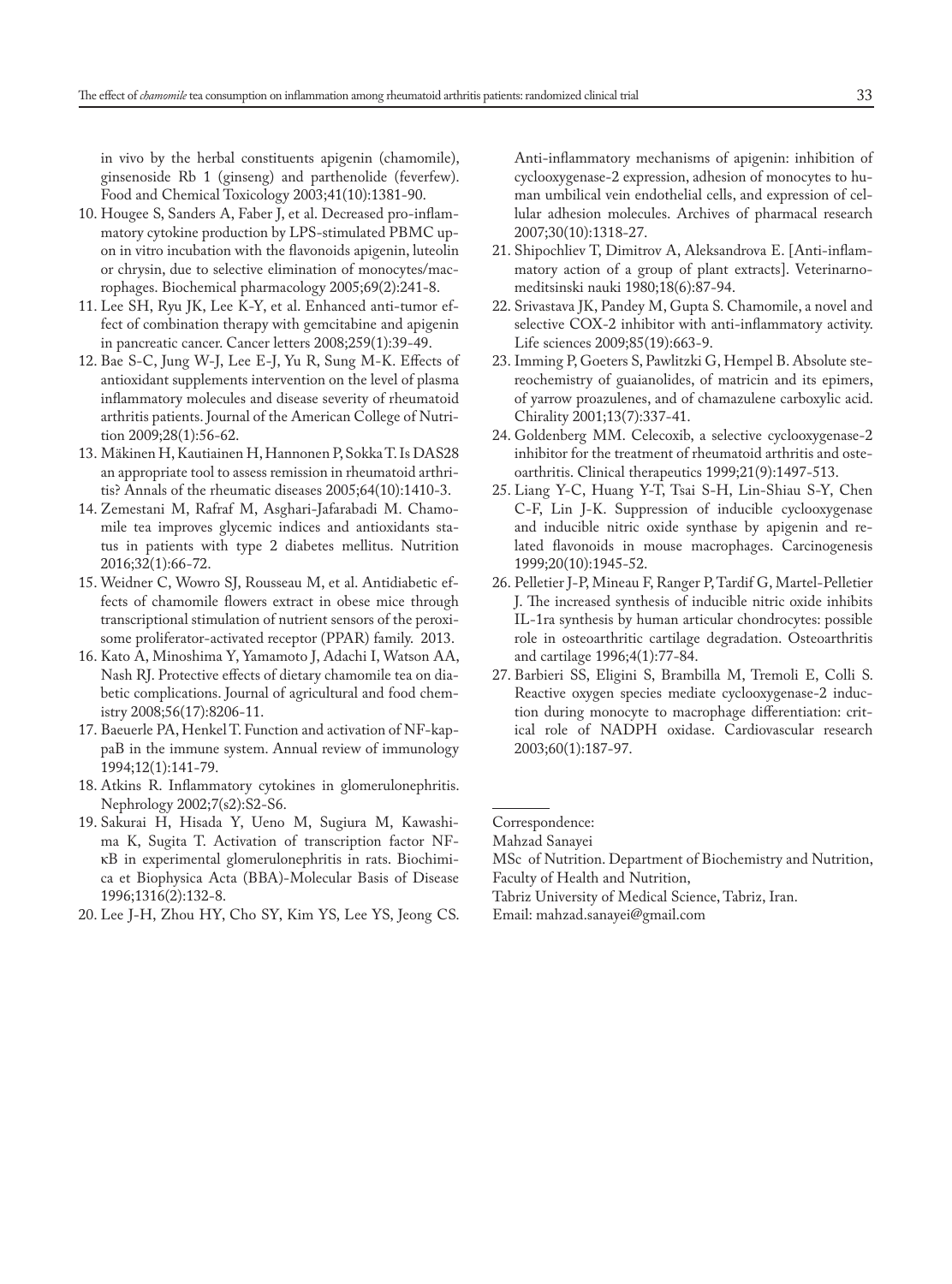in vivo by the herbal constituents apigenin (chamomile), ginsenoside Rb 1 (ginseng) and parthenolide (feverfew). Food and Chemical Toxicology 2003;41(10):1381-90.

10. Hougee S, Sanders A, Faber J, et al. Decreased pro-inflammatory cytokine production by LPS-stimulated PBMC upon in vitro incubation with the flavonoids apigenin, luteolin or chrysin, due to selective elimination of monocytes/macrophages. Biochemical pharmacology 2005;69(2):241-8.
11. Lee SH, Ryu JK, Lee K-Y, et al. Enhanced anti-tumor effect of combination therapy with gemcitabine and apigenin in pancreatic cancer. Cancer letters 2008;259(1):39-49.
12. Bae S-C, Jung W-J, Lee E-J, Yu R, Sung M-K. Effects of antioxidant supplements intervention on the level of plasma inflammatory molecules and disease severity of rheumatoid arthritis patients. Journal of the American College of Nutrition 2009;28(1):56-62.
13. Mäkinen H, Kautiainen H, Hannonen P, Sokka T. Is DAS28 an appropriate tool to assess remission in rheumatoid arthritis? Annals of the rheumatic diseases 2005;64(10):1410-3.
14. Zemestani M, Rafraf M, Asghari-Jafarabadi M. Chamomile tea improves glycemic indices and antioxidants status in patients with type 2 diabetes mellitus. Nutrition 2016;32(1):66-72.
15. Weidner C, Wowro SJ, Rousseau M, et al. Antidiabetic effects of chamomile flowers extract in obese mice through transcriptional stimulation of nutrient sensors of the peroxisome proliferator-activated receptor (PPAR) family. 2013.
16. Kato A, Minoshima Y, Yamamoto J, Adachi I, Watson AA, Nash RJ. Protective effects of dietary chamomile tea on diabetic complications. Journal of agricultural and food chemistry 2008;56(17):8206-11.
17. Baeuerle PA, Henkel T. Function and activation of NF-kappaB in the immune system. Annual review of immunology 1994;12(1):141-79.
18. Atkins R. Inflammatory cytokines in glomerulonephritis. Nephrology 2002;7(s2):S2-S6.
19. Sakurai H, Hisada Y, Ueno M, Sugiura M, Kawashima K, Sugita T. Activation of transcription factor NF-κB in experimental glomerulonephritis in rats. Biochimica et Biophysica Acta (BBA)-Molecular Basis of Disease 1996;1316(2):132-8.
20. Lee J-H, Zhou HY, Cho SY, Kim YS, Lee YS, Jeong CS. Anti-inflammatory mechanisms of apigenin: inhibition of cyclooxygenase-2 expression, adhesion of monocytes to human umbilical vein endothelial cells, and expression of cellular adhesion molecules. Archives of pharmacal research 2007;30(10):1318-27.
21. Shipochliev T, Dimitrov A, Aleksandrova E. [Anti-inflammatory action of a group of plant extracts]. Veterinarno-meditsinski nauki 1980;18(6):87-94.
22. Srivastava JK, Pandey M, Gupta S. Chamomile, a novel and selective COX-2 inhibitor with anti-inflammatory activity. Life sciences 2009;85(19):663-9.
23. Imming P, Goeters S, Pawlitzki G, Hempel B. Absolute stereochemistry of guaianolides, of matricin and its epimers, of yarrow proazulenes, and of chamazulene carboxylic acid. Chirality 2001;13(7):337-41.
24. Goldenberg MM. Celecoxib, a selective cyclooxygenase-2 inhibitor for the treatment of rheumatoid arthritis and osteoarthritis. Clinical therapeutics 1999;21(9):1497-513.
25. Liang Y-C, Huang Y-T, Tsai S-H, Lin-Shiau S-Y, Chen C-F, Lin J-K. Suppression of inducible cyclooxygenase and inducible nitric oxide synthase by apigenin and related flavonoids in mouse macrophages. Carcinogenesis 1999;20(10):1945-52.
26. Pelletier J-P, Mineau F, Ranger P, Tardif G, Martel-Pelletier J. The increased synthesis of inducible nitric oxide inhibits IL-1ra synthesis by human articular chondrocytes: possible role in osteoarthritic cartilage degradation. Osteoarthritis and cartilage 1996;4(1):77-84.
27. Barbieri SS, Eligini S, Brambilla M, Tremoli E, Colli S. Reactive oxygen species mediate cyclooxygenase-2 induction during monocyte to macrophage differentiation: critical role of NADPH oxidase. Cardiovascular research 2003;60(1):187-97.

---

Correspondence:
Mahzad Sanayei
MSc of Nutrition. Department of Biochemistry and Nutrition, Faculty of Health and Nutrition,
Tabriz University of Medical Science, Tabriz, Iran.
Email: mahzad.sanayei@gmail.com